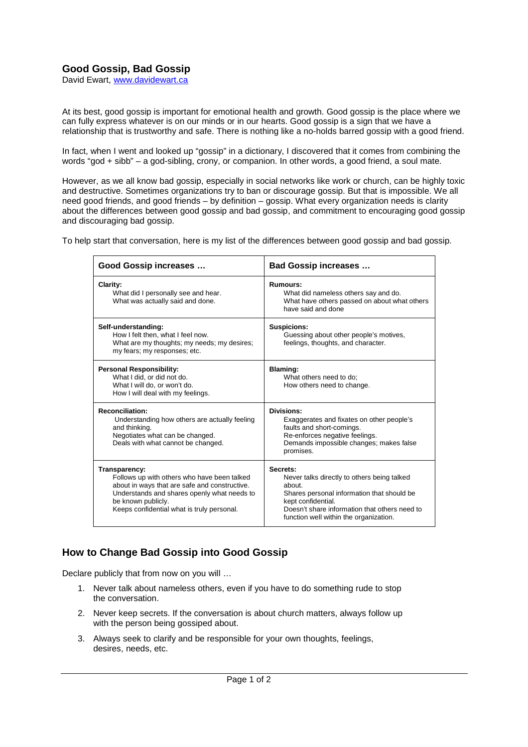# Good Gossip, Bad Gossip

David Ewart, [www.davidewart.ca](http://www.davidewart.ca)

At its best, good gossip is important for emotional health and growth. Good gossip is the place where we can fully express whatever is on our minds or in our hearts. Good gossip is a sign that we have a relationship that is trustworthy and safe. There is nothing like a no-holds barred gossip with a good friend.

In fact, when I went and looked up "gossip" in a dictionary, I discovered that it comes from combining the words "god + sibb" – a god-sibling, crony, or companion. In other words, a good friend, a soul mate.

However, as we all know bad gossip, especially in social networks like work or church, can be highly toxic and destructive. Sometimes organizations try to ban or discourage gossip. But that is impossible. We all need good friends, and good friends – by definition – gossip. What every organization needs is clarity about the differences between good gossip and bad gossip, and commitment to encouraging good gossip and discouraging bad gossip.

To help start that conversation, here is my list of the differences between good gossip and bad gossip.

| Good Gossip increases … | Bad Gossip increases … |
|---|---|
| **Clarity:**<br>What did I personally see and hear.<br>What was actually said and done. | **Rumours:**<br>What did nameless others say and do.<br>What have others passed on about what others have said and done |
| **Self-understanding:**<br>How I felt then, what I feel now.<br>What are my thoughts; my needs; my desires; my fears; my responses; etc. | **Suspicions:**<br>Guessing about other people's motives, feelings, thoughts, and character. |
| **Personal Responsibility:**<br>What I did, or did not do.<br>What I will do, or won't do.<br>How I will deal with my feelings. | **Blaming:**<br>What others need to do;<br>How others need to change. |
| **Reconciliation:**<br>Understanding how others are actually feeling and thinking.<br>Negotiates what can be changed.<br>Deals with what cannot be changed. | **Divisions:**<br>Exaggerates and fixates on other people's faults and short-comings.<br>Re-enforces negative feelings.<br>Demands impossible changes; makes false promises. |
| **Transparency:**<br>Follows up with others who have been talked about in ways that are safe and constructive.<br>Understands and shares openly what needs to be known publicly.<br>Keeps confidential what is truly personal. | **Secrets:**<br>Never talks directly to others being talked about.<br>Shares personal information that should be kept confidential.<br>Doesn't share information that others need to function well within the organization. |

## How to Change Bad Gossip into Good Gossip

Declare publicly that from now on you will …

1. Never talk about nameless others, even if you have to do something rude to stop the conversation.
2. Never keep secrets. If the conversation is about church matters, always follow up with the person being gossiped about.
3. Always seek to clarify and be responsible for your own thoughts, feelings, desires, needs, etc.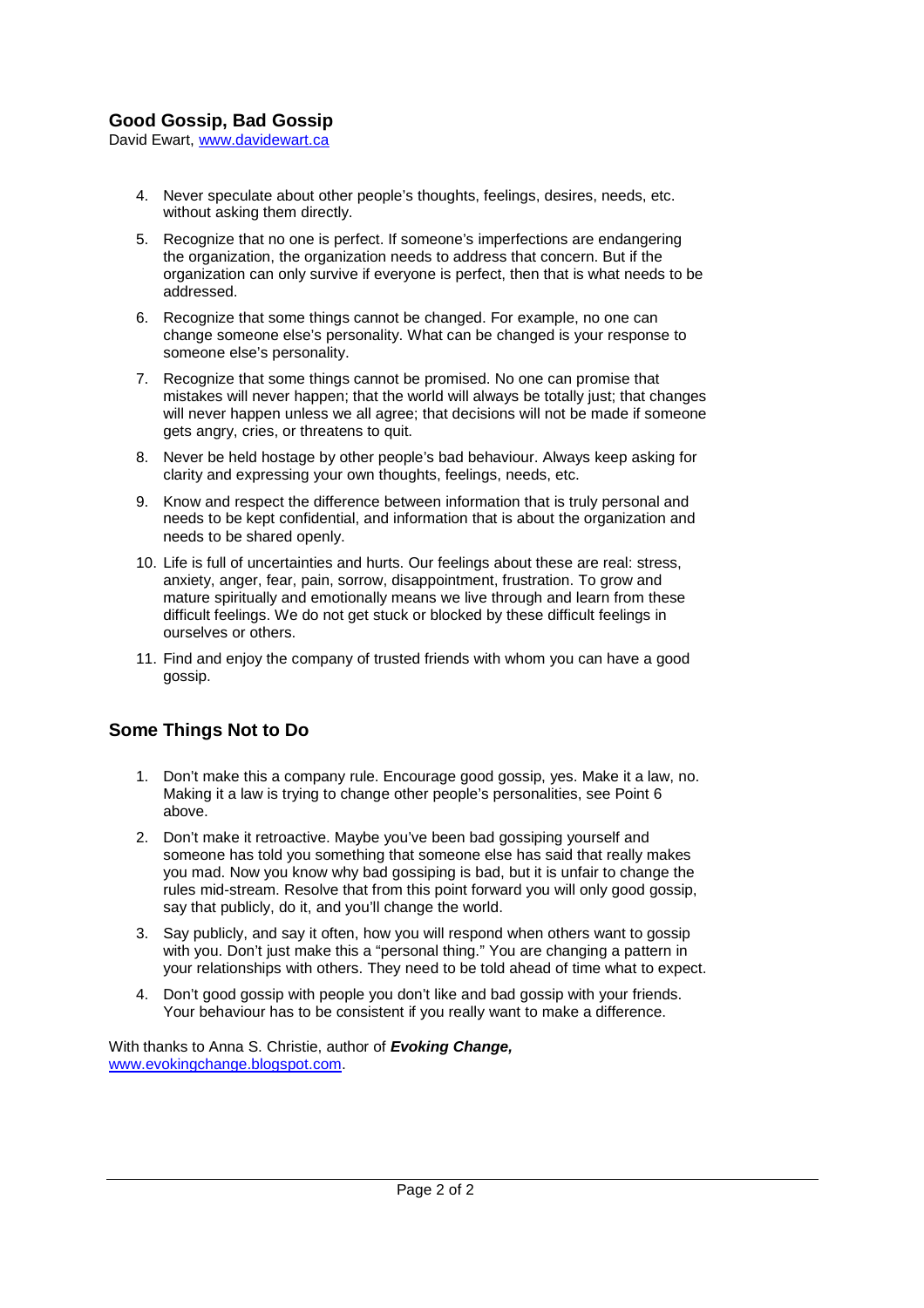## Good Gossip, Bad Gossip

David Ewart, www.davidewart.ca

4. Never speculate about other people's thoughts, feelings, desires, needs, etc. without asking them directly.
5. Recognize that no one is perfect. If someone's imperfections are endangering the organization, the organization needs to address that concern. But if the organization can only survive if everyone is perfect, then that is what needs to be addressed.
6. Recognize that some things cannot be changed. For example, no one can change someone else's personality. What can be changed is your response to someone else's personality.
7. Recognize that some things cannot be promised. No one can promise that mistakes will never happen; that the world will always be totally just; that changes will never happen unless we all agree; that decisions will not be made if someone gets angry, cries, or threatens to quit.
8. Never be held hostage by other people's bad behaviour. Always keep asking for clarity and expressing your own thoughts, feelings, needs, etc.
9. Know and respect the difference between information that is truly personal and needs to be kept confidential, and information that is about the organization and needs to be shared openly.
10. Life is full of uncertainties and hurts. Our feelings about these are real: stress, anxiety, anger, fear, pain, sorrow, disappointment, frustration. To grow and mature spiritually and emotionally means we live through and learn from these difficult feelings. We do not get stuck or blocked by these difficult feelings in ourselves or others.
11. Find and enjoy the company of trusted friends with whom you can have a good gossip.

## Some Things Not to Do

1. Don't make this a company rule. Encourage good gossip, yes. Make it a law, no. Making it a law is trying to change other people's personalities, see Point 6 above.
2. Don't make it retroactive. Maybe you've been bad gossiping yourself and someone has told you something that someone else has said that really makes you mad. Now you know why bad gossiping is bad, but it is unfair to change the rules mid-stream. Resolve that from this point forward you will only good gossip, say that publicly, do it, and you'll change the world.
3. Say publicly, and say it often, how you will respond when others want to gossip with you. Don't just make this a "personal thing." You are changing a pattern in your relationships with others. They need to be told ahead of time what to expect.
4. Don't good gossip with people you don't like and bad gossip with your friends. Your behaviour has to be consistent if you really want to make a difference.

With thanks to Anna S. Christie, author of ***Evoking Change,*** www.evokingchange.blogspot.com.